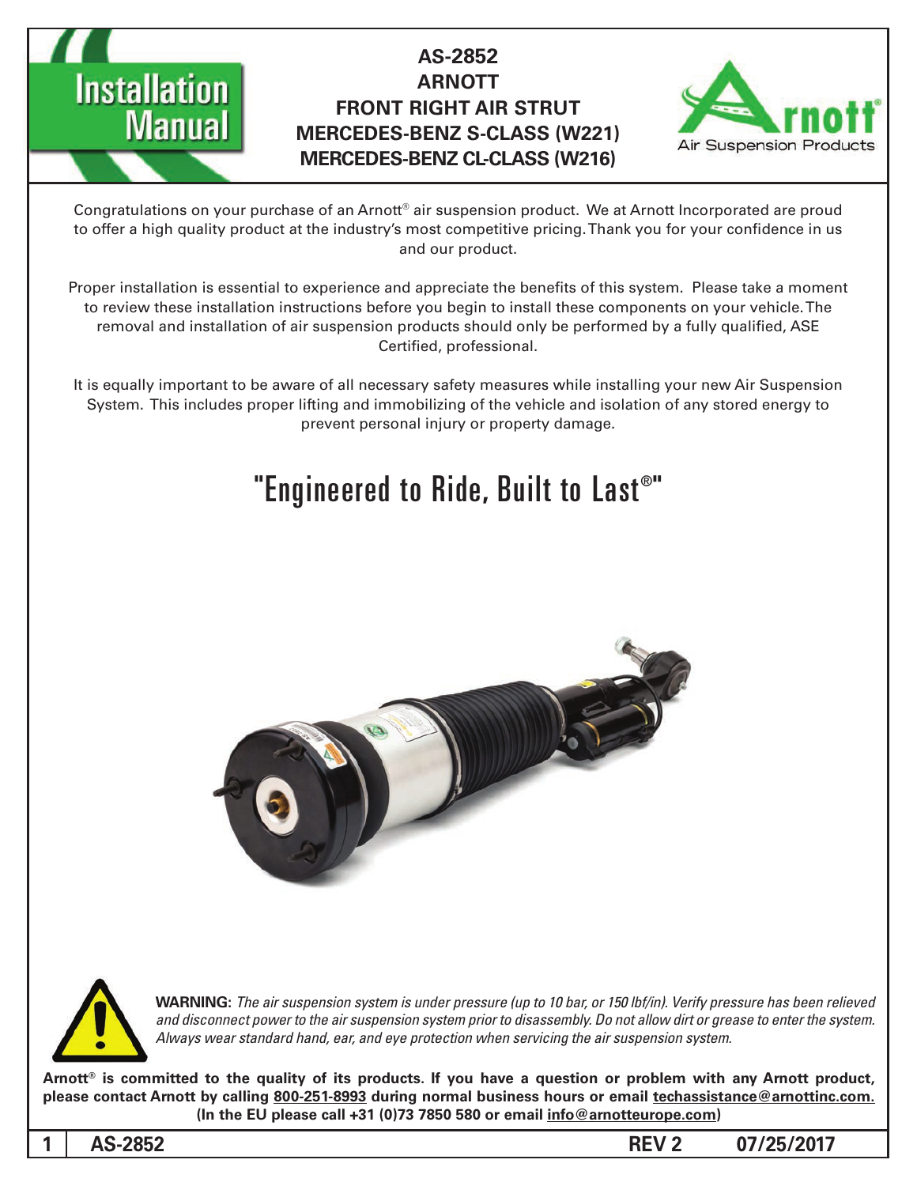# Installation Manual

## AS-2852
## ARNOTT
## FRONT RIGHT AIR STRUT
## MERCEDES-BENZ S-CLASS (W221)
## MERCEDES-BENZ CL-CLASS (W216)

Arnott® Air Suspension Products

Congratulations on your purchase of an Arnott® air suspension product. We at Arnott Incorporated are proud to offer a high quality product at the industry's most competitive pricing. Thank you for your confidence in us and our product.

Proper installation is essential to experience and appreciate the benefits of this system. Please take a moment to review these installation instructions before you begin to install these components on your vehicle. The removal and installation of air suspension products should only be performed by a fully qualified, ASE Certified, professional.

It is equally important to be aware of all necessary safety measures while installing your new Air Suspension System. This includes proper lifting and immobilizing of the vehicle and isolation of any stored energy to prevent personal injury or property damage.

# "Engineered to Ride, Built to Last®"

**WARNING:** *The air suspension system is under pressure (up to 10 bar, or 150 lbf/in). Verify pressure has been relieved and disconnect power to the air suspension system prior to disassembly. Do not allow dirt or grease to enter the system. Always wear standard hand, ear, and eye protection when servicing the air suspension system.*

**Arnott® is committed to the quality of its products. If you have a question or problem with any Arnott product, please contact Arnott by calling 800-251-8993 during normal business hours or email techassistance@arnottinc.com. (In the EU please call +31 (0)73 7850 580 or email info@arnotteurope.com)**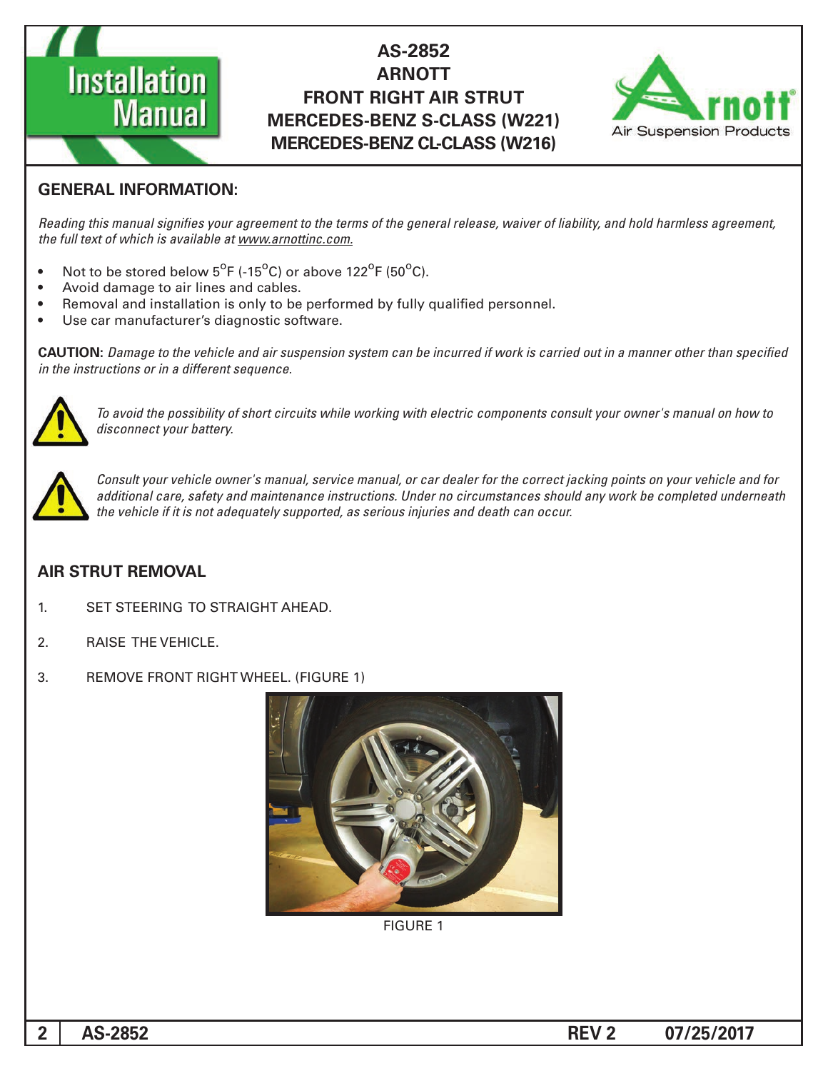# AS-2852
# ARNOTT
# FRONT RIGHT AIR STRUT
# MERCEDES-BENZ S-CLASS (W221)
# MERCEDES-BENZ CL-CLASS (W216)

## GENERAL INFORMATION:

*Reading this manual signifies your agreement to the terms of the general release, waiver of liability, and hold harmless agreement, the full text of which is available at www.arnottinc.com.*

- Not to be stored below 5$^{O}$F (-15$^{O}$C) or above 122$^{O}$F (50$^{O}$C).
- Avoid damage to air lines and cables.
- Removal and installation is only to be performed by fully qualified personnel.
- Use car manufacturer's diagnostic software.

**CAUTION:** *Damage to the vehicle and air suspension system can be incurred if work is carried out in a manner other than specified in the instructions or in a different sequence.*

*To avoid the possibility of short circuits while working with electric components consult your owner's manual on how to disconnect your battery.*

*Consult your vehicle owner's manual, service manual, or car dealer for the correct jacking points on your vehicle and for additional care, safety and maintenance instructions. Under no circumstances should any work be completed underneath the vehicle if it is not adequately supported, as serious injuries and death can occur.*

## AIR STRUT REMOVAL

1. SET STEERING TO STRAIGHT AHEAD.
2. RAISE THE VEHICLE.
3. REMOVE FRONT RIGHT WHEEL. (FIGURE 1)

FIGURE 1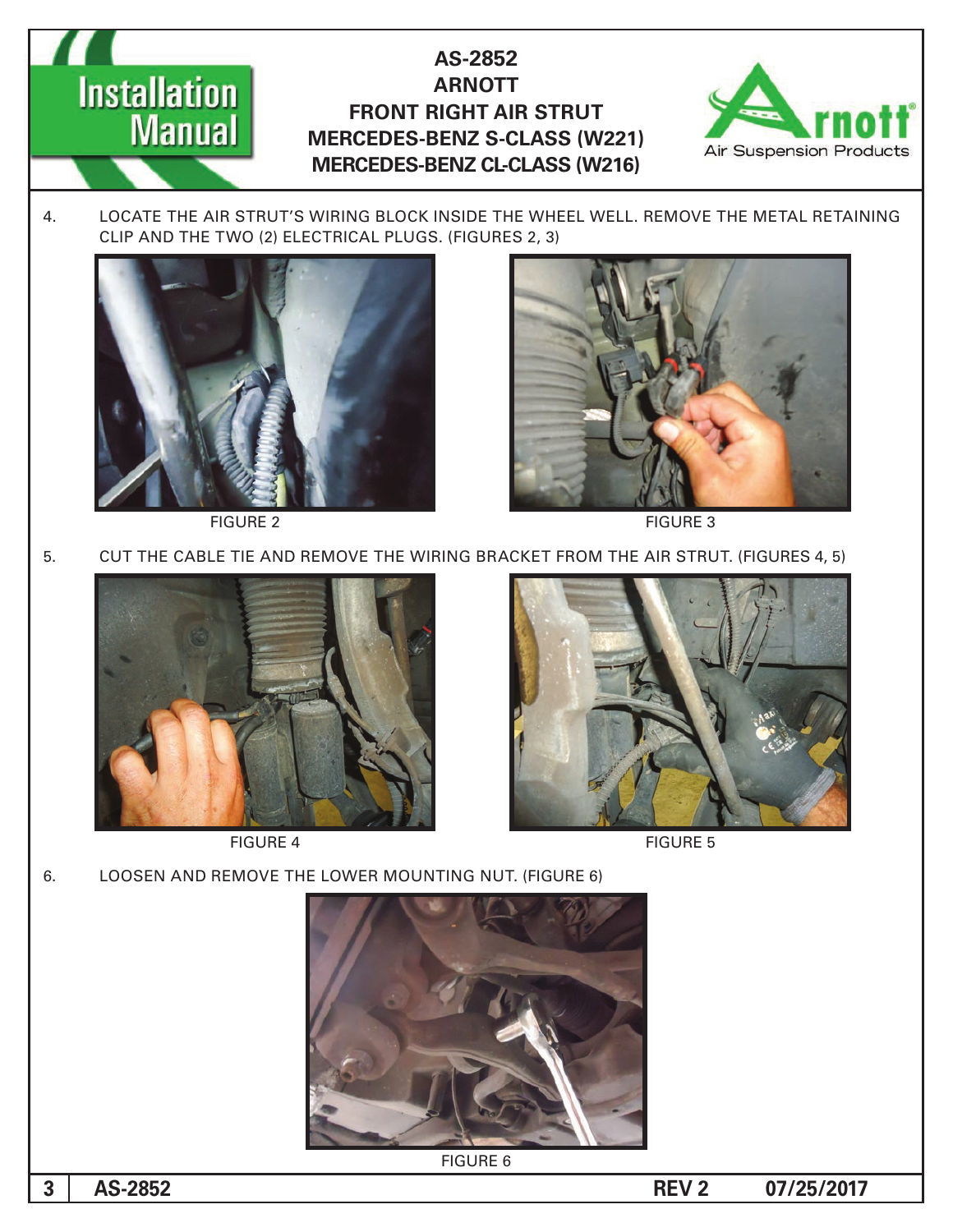4. LOCATE THE AIR STRUT'S WIRING BLOCK INSIDE THE WHEEL WELL. REMOVE THE METAL RETAINING CLIP AND THE TWO (2) ELECTRICAL PLUGS. (FIGURES 2, 3)

FIGURE 2

FIGURE 3

5. CUT THE CABLE TIE AND REMOVE THE WIRING BRACKET FROM THE AIR STRUT. (FIGURES 4, 5)

FIGURE 4

FIGURE 5

6. LOOSEN AND REMOVE THE LOWER MOUNTING NUT. (FIGURE 6)

FIGURE 6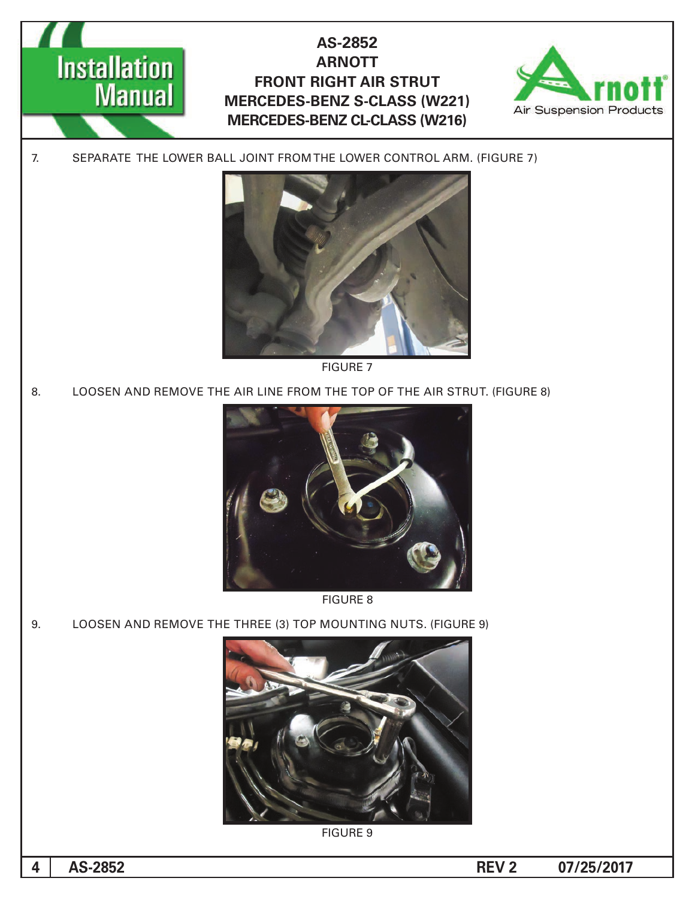7. SEPARATE THE LOWER BALL JOINT FROM THE LOWER CONTROL ARM. (FIGURE 7)

FIGURE 7

8. LOOSEN AND REMOVE THE AIR LINE FROM THE TOP OF THE AIR STRUT. (FIGURE 8)

FIGURE 8

9. LOOSEN AND REMOVE THE THREE (3) TOP MOUNTING NUTS. (FIGURE 9)

FIGURE 9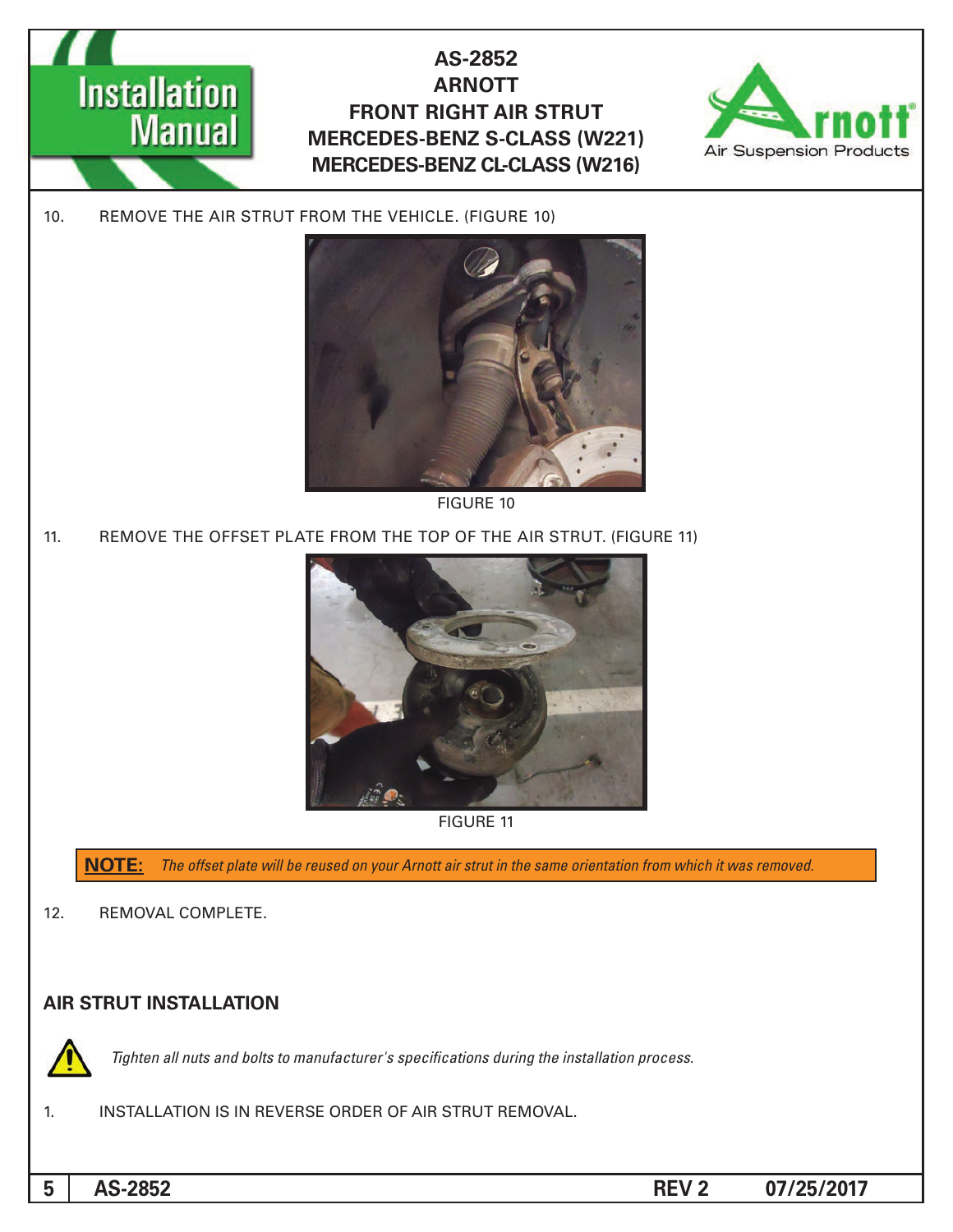10. REMOVE THE AIR STRUT FROM THE VEHICLE. (FIGURE 10)

FIGURE 10

11. REMOVE THE OFFSET PLATE FROM THE TOP OF THE AIR STRUT. (FIGURE 11)

FIGURE 11

**NOTE:** *The offset plate will be reused on your Arnott air strut in the same orientation from which it was removed.*

12. REMOVAL COMPLETE.

## AIR STRUT INSTALLATION

*Tighten all nuts and bolts to manufacturer's specifications during the installation process.*

1. INSTALLATION IS IN REVERSE ORDER OF AIR STRUT REMOVAL.